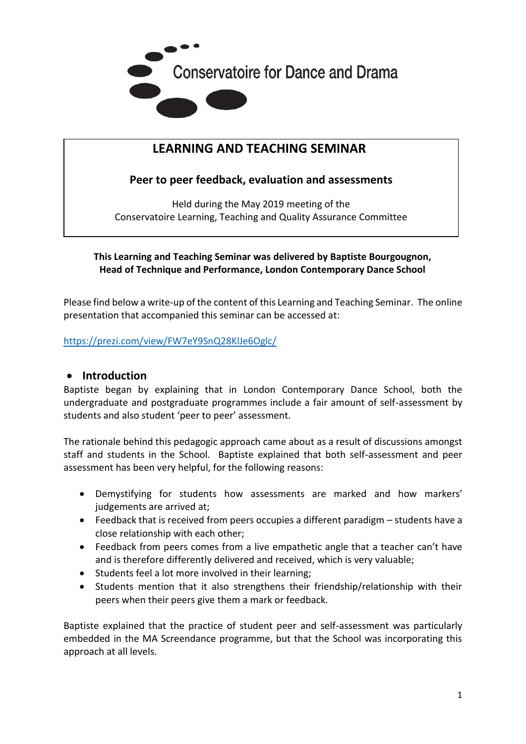Conservatoire for Dance and Drama

# LEARNING AND TEACHING SEMINAR

## Peer to peer feedback, evaluation and assessments

Held during the May 2019 meeting of the
Conservatoire Learning, Teaching and Quality Assurance Committee

**This Learning and Teaching Seminar was delivered by Baptiste Bourgougnon, Head of Technique and Performance, London Contemporary Dance School**

Please find below a write-up of the content of this Learning and Teaching Seminar. The online presentation that accompanied this seminar can be accessed at:

https://prezi.com/view/FW7eY9SnQ28KlJe6Oglc/

## Introduction

Baptiste began by explaining that in London Contemporary Dance School, both the undergraduate and postgraduate programmes include a fair amount of self-assessment by students and also student 'peer to peer' assessment.

The rationale behind this pedagogic approach came about as a result of discussions amongst staff and students in the School. Baptiste explained that both self-assessment and peer assessment has been very helpful, for the following reasons:

- Demystifying for students how assessments are marked and how markers' judgements are arrived at;
- Feedback that is received from peers occupies a different paradigm – students have a close relationship with each other;
- Feedback from peers comes from a live empathetic angle that a teacher can't have and is therefore differently delivered and received, which is very valuable;
- Students feel a lot more involved in their learning;
- Students mention that it also strengthens their friendship/relationship with their peers when their peers give them a mark or feedback.

Baptiste explained that the practice of student peer and self-assessment was particularly embedded in the MA Screendance programme, but that the School was incorporating this approach at all levels.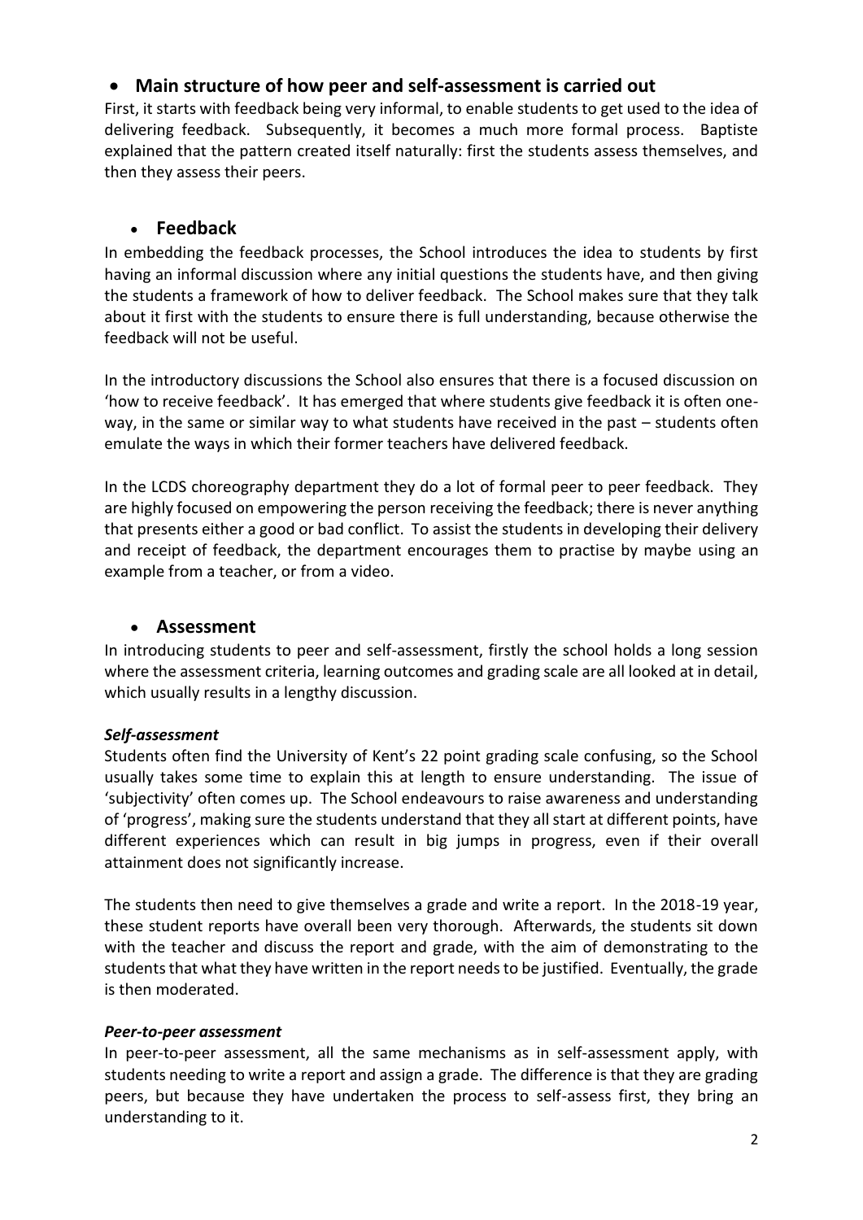- ## Main structure of how peer and self-assessment is carried out

First, it starts with feedback being very informal, to enable students to get used to the idea of delivering feedback. Subsequently, it becomes a much more formal process. Baptiste explained that the pattern created itself naturally: first the students assess themselves, and then they assess their peers.

- ## Feedback

In embedding the feedback processes, the School introduces the idea to students by first having an informal discussion where any initial questions the students have, and then giving the students a framework of how to deliver feedback. The School makes sure that they talk about it first with the students to ensure there is full understanding, because otherwise the feedback will not be useful.

In the introductory discussions the School also ensures that there is a focused discussion on 'how to receive feedback'. It has emerged that where students give feedback it is often one-way, in the same or similar way to what students have received in the past – students often emulate the ways in which their former teachers have delivered feedback.

In the LCDS choreography department they do a lot of formal peer to peer feedback. They are highly focused on empowering the person receiving the feedback; there is never anything that presents either a good or bad conflict. To assist the students in developing their delivery and receipt of feedback, the department encourages them to practise by maybe using an example from a teacher, or from a video.

- ## Assessment

In introducing students to peer and self-assessment, firstly the school holds a long session where the assessment criteria, learning outcomes and grading scale are all looked at in detail, which usually results in a lengthy discussion.

### *Self-assessment*

Students often find the University of Kent's 22 point grading scale confusing, so the School usually takes some time to explain this at length to ensure understanding. The issue of 'subjectivity' often comes up. The School endeavours to raise awareness and understanding of 'progress', making sure the students understand that they all start at different points, have different experiences which can result in big jumps in progress, even if their overall attainment does not significantly increase.

The students then need to give themselves a grade and write a report. In the 2018-19 year, these student reports have overall been very thorough. Afterwards, the students sit down with the teacher and discuss the report and grade, with the aim of demonstrating to the students that what they have written in the report needs to be justified. Eventually, the grade is then moderated.

### *Peer-to-peer assessment*

In peer-to-peer assessment, all the same mechanisms as in self-assessment apply, with students needing to write a report and assign a grade. The difference is that they are grading peers, but because they have undertaken the process to self-assess first, they bring an understanding to it.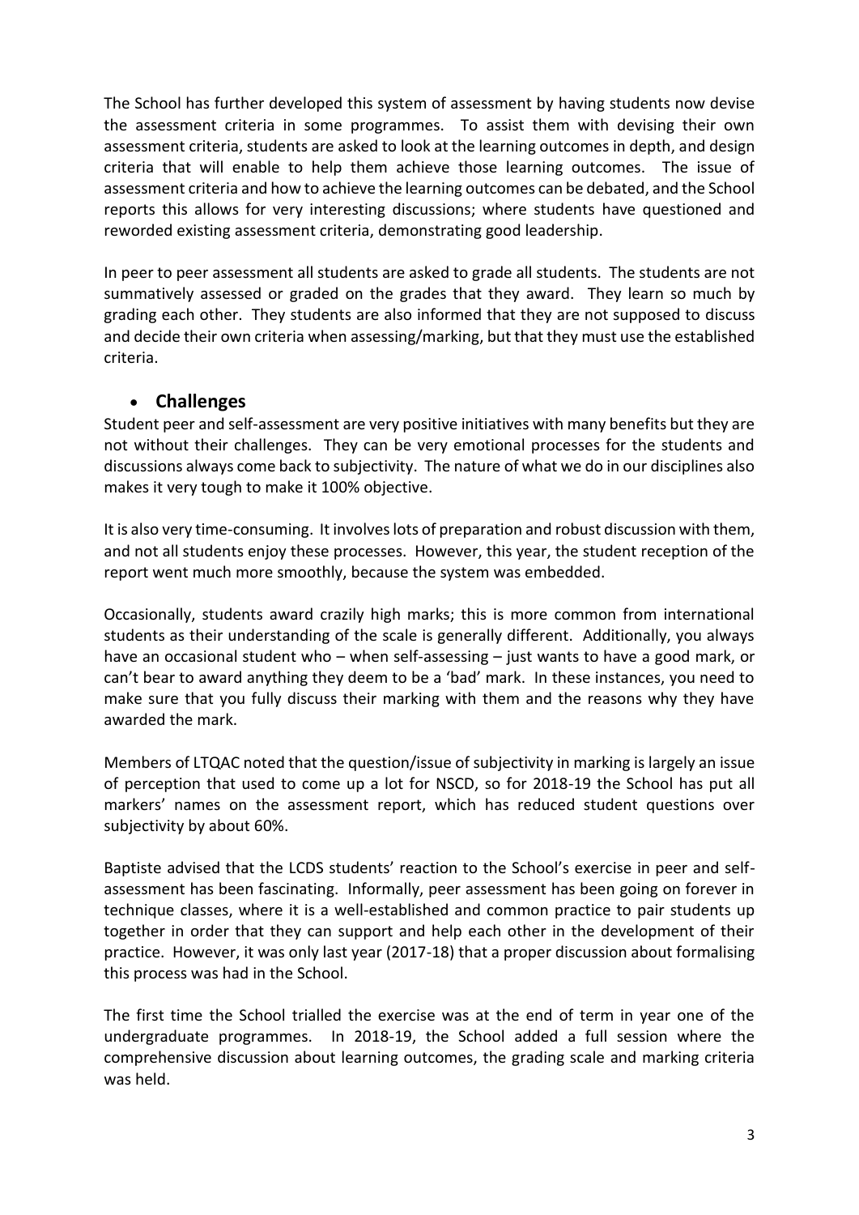The School has further developed this system of assessment by having students now devise the assessment criteria in some programmes. To assist them with devising their own assessment criteria, students are asked to look at the learning outcomes in depth, and design criteria that will enable to help them achieve those learning outcomes. The issue of assessment criteria and how to achieve the learning outcomes can be debated, and the School reports this allows for very interesting discussions; where students have questioned and reworded existing assessment criteria, demonstrating good leadership.

In peer to peer assessment all students are asked to grade all students. The students are not summatively assessed or graded on the grades that they award. They learn so much by grading each other. They students are also informed that they are not supposed to discuss and decide their own criteria when assessing/marking, but that they must use the established criteria.

- **Challenges**

Student peer and self-assessment are very positive initiatives with many benefits but they are not without their challenges. They can be very emotional processes for the students and discussions always come back to subjectivity. The nature of what we do in our disciplines also makes it very tough to make it 100% objective.

It is also very time-consuming. It involves lots of preparation and robust discussion with them, and not all students enjoy these processes. However, this year, the student reception of the report went much more smoothly, because the system was embedded.

Occasionally, students award crazily high marks; this is more common from international students as their understanding of the scale is generally different. Additionally, you always have an occasional student who – when self-assessing – just wants to have a good mark, or can't bear to award anything they deem to be a 'bad' mark. In these instances, you need to make sure that you fully discuss their marking with them and the reasons why they have awarded the mark.

Members of LTQAC noted that the question/issue of subjectivity in marking is largely an issue of perception that used to come up a lot for NSCD, so for 2018-19 the School has put all markers' names on the assessment report, which has reduced student questions over subjectivity by about 60%.

Baptiste advised that the LCDS students' reaction to the School's exercise in peer and self-assessment has been fascinating. Informally, peer assessment has been going on forever in technique classes, where it is a well-established and common practice to pair students up together in order that they can support and help each other in the development of their practice. However, it was only last year (2017-18) that a proper discussion about formalising this process was had in the School.

The first time the School trialled the exercise was at the end of term in year one of the undergraduate programmes. In 2018-19, the School added a full session where the comprehensive discussion about learning outcomes, the grading scale and marking criteria was held.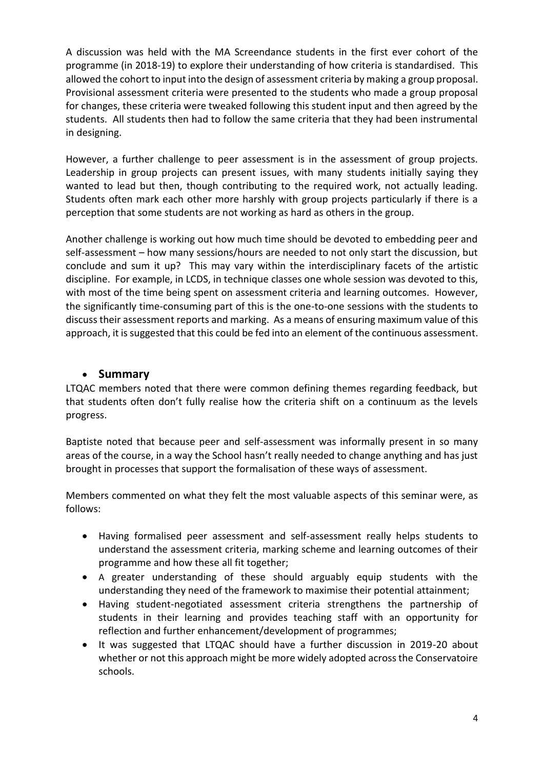A discussion was held with the MA Screendance students in the first ever cohort of the programme (in 2018-19) to explore their understanding of how criteria is standardised. This allowed the cohort to input into the design of assessment criteria by making a group proposal. Provisional assessment criteria were presented to the students who made a group proposal for changes, these criteria were tweaked following this student input and then agreed by the students. All students then had to follow the same criteria that they had been instrumental in designing.

However, a further challenge to peer assessment is in the assessment of group projects. Leadership in group projects can present issues, with many students initially saying they wanted to lead but then, though contributing to the required work, not actually leading. Students often mark each other more harshly with group projects particularly if there is a perception that some students are not working as hard as others in the group.

Another challenge is working out how much time should be devoted to embedding peer and self-assessment – how many sessions/hours are needed to not only start the discussion, but conclude and sum it up? This may vary within the interdisciplinary facets of the artistic discipline. For example, in LCDS, in technique classes one whole session was devoted to this, with most of the time being spent on assessment criteria and learning outcomes. However, the significantly time-consuming part of this is the one-to-one sessions with the students to discuss their assessment reports and marking. As a means of ensuring maximum value of this approach, it is suggested that this could be fed into an element of the continuous assessment.

- **Summary**

LTQAC members noted that there were common defining themes regarding feedback, but that students often don't fully realise how the criteria shift on a continuum as the levels progress.

Baptiste noted that because peer and self-assessment was informally present in so many areas of the course, in a way the School hasn't really needed to change anything and has just brought in processes that support the formalisation of these ways of assessment.

Members commented on what they felt the most valuable aspects of this seminar were, as follows:

- Having formalised peer assessment and self-assessment really helps students to understand the assessment criteria, marking scheme and learning outcomes of their programme and how these all fit together;
- A greater understanding of these should arguably equip students with the understanding they need of the framework to maximise their potential attainment;
- Having student-negotiated assessment criteria strengthens the partnership of students in their learning and provides teaching staff with an opportunity for reflection and further enhancement/development of programmes;
- It was suggested that LTQAC should have a further discussion in 2019-20 about whether or not this approach might be more widely adopted across the Conservatoire schools.